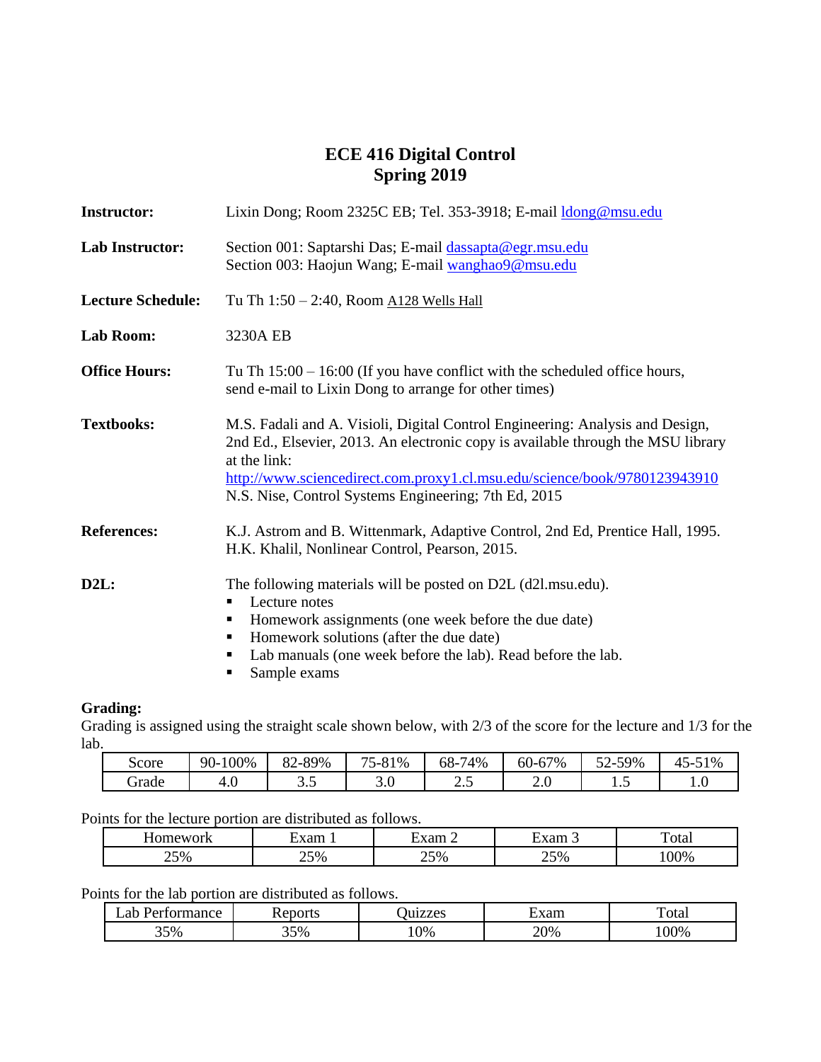# ECE 416 Digital Control
## Spring 2019

**Instructor:** Lixin Dong; Room 2325C EB; Tel. 353-3918; E-mail ldong@msu.edu

**Lab Instructor:** Section 001: Saptarshi Das; E-mail dassapta@egr.msu.edu
Section 003: Haojun Wang; E-mail wanghao9@msu.edu

**Lecture Schedule:** Tu Th 1:50 – 2:40, Room A128 Wells Hall

**Lab Room:** 3230A EB

**Office Hours:** Tu Th 15:00 – 16:00 (If you have conflict with the scheduled office hours, send e-mail to Lixin Dong to arrange for other times)

**Textbooks:** M.S. Fadali and A. Visioli, Digital Control Engineering: Analysis and Design, 2nd Ed., Elsevier, 2013. An electronic copy is available through the MSU library at the link:
http://www.sciencedirect.com.proxy1.cl.msu.edu/science/book/9780123943910
N.S. Nise, Control Systems Engineering; 7th Ed, 2015

**References:** K.J. Astrom and B. Wittenmark, Adaptive Control, 2nd Ed, Prentice Hall, 1995.
H.K. Khalil, Nonlinear Control, Pearson, 2015.

**D2L:** The following materials will be posted on D2L (d2l.msu.edu).

- Lecture notes
- Homework assignments (one week before the due date)
- Homework solutions (after the due date)
- Lab manuals (one week before the lab). Read before the lab.
- Sample exams

**Grading:**

Grading is assigned using the straight scale shown below, with 2/3 of the score for the lecture and 1/3 for the lab.

| Score | 90-100% | 82-89% | 75-81% | 68-74% | 60-67% | 52-59% | 45-51% |
|---|---|---|---|---|---|---|---|
| Grade | 4.0 | 3.5 | 3.0 | 2.5 | 2.0 | 1.5 | 1.0 |

Points for the lecture portion are distributed as follows.

| Homework | Exam 1 | Exam 2 | Exam 3 | Total |
|---|---|---|---|---|
| 25% | 25% | 25% | 25% | 100% |

Points for the lab portion are distributed as follows.

| Lab Performance | Reports | Quizzes | Exam | Total |
|---|---|---|---|---|
| 35% | 35% | 10% | 20% | 100% |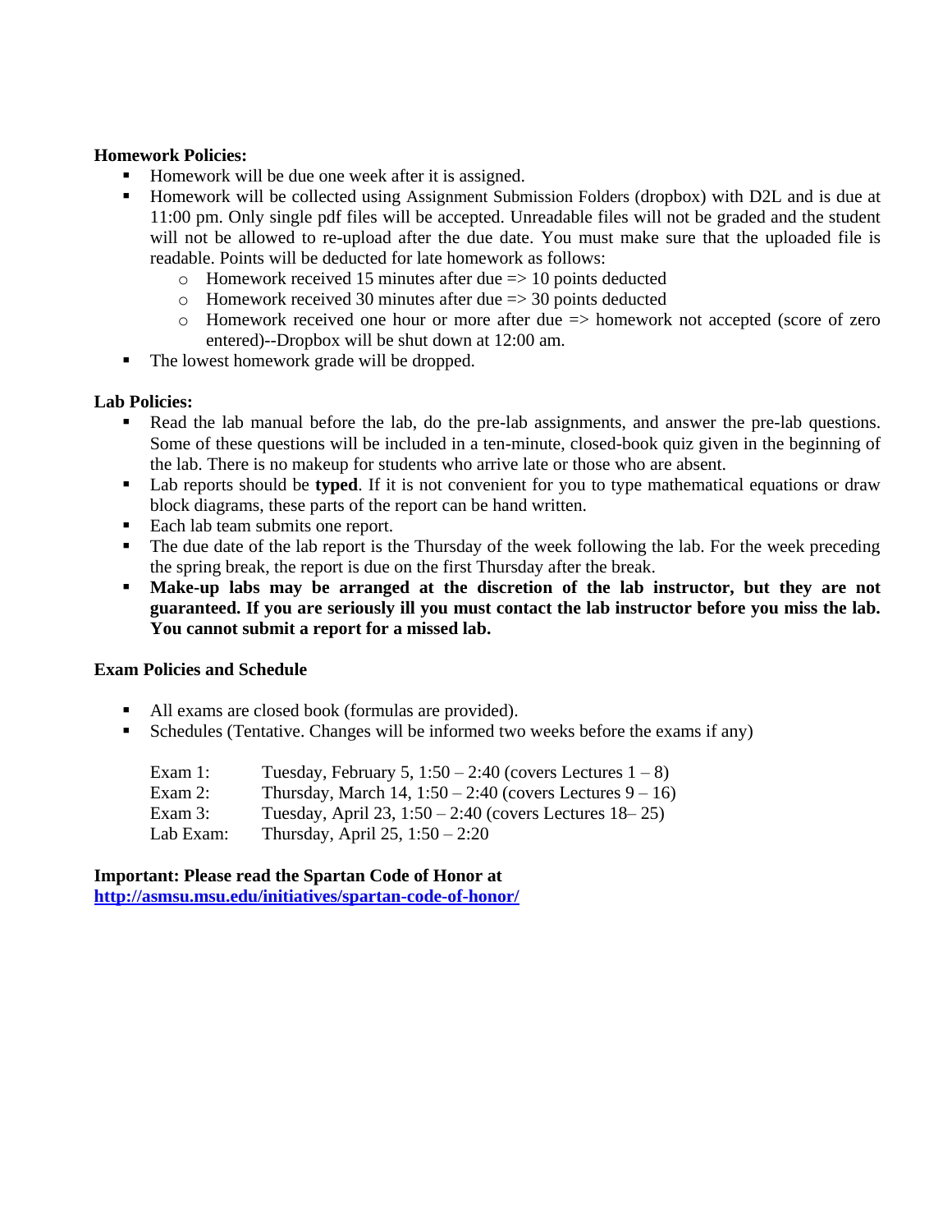**Homework Policies:**

- Homework will be due one week after it is assigned.
- Homework will be collected using Assignment Submission Folders (dropbox) with D2L and is due at 11:00 pm. Only single pdf files will be accepted. Unreadable files will not be graded and the student will not be allowed to re-upload after the due date. You must make sure that the uploaded file is readable. Points will be deducted for late homework as follows:
  - Homework received 15 minutes after due => 10 points deducted
  - Homework received 30 minutes after due => 30 points deducted
  - Homework received one hour or more after due => homework not accepted (score of zero entered)--Dropbox will be shut down at 12:00 am.
- The lowest homework grade will be dropped.

**Lab Policies:**

- Read the lab manual before the lab, do the pre-lab assignments, and answer the pre-lab questions. Some of these questions will be included in a ten-minute, closed-book quiz given in the beginning of the lab. There is no makeup for students who arrive late or those who are absent.
- Lab reports should be **typed**. If it is not convenient for you to type mathematical equations or draw block diagrams, these parts of the report can be hand written.
- Each lab team submits one report.
- The due date of the lab report is the Thursday of the week following the lab. For the week preceding the spring break, the report is due on the first Thursday after the break.
- **Make-up labs may be arranged at the discretion of the lab instructor, but they are not guaranteed. If you are seriously ill you must contact the lab instructor before you miss the lab. You cannot submit a report for a missed lab.**

**Exam Policies and Schedule**

- All exams are closed book (formulas are provided).
- Schedules (Tentative. Changes will be informed two weeks before the exams if any)

| | |
|---|---|
| Exam 1: | Tuesday, February 5, 1:50 – 2:40 (covers Lectures 1 – 8) |
| Exam 2: | Thursday, March 14, 1:50 – 2:40 (covers Lectures 9 – 16) |
| Exam 3: | Tuesday, April 23, 1:50 – 2:40 (covers Lectures 18– 25) |
| Lab Exam: | Thursday, April 25, 1:50 – 2:20 |

**Important: Please read the Spartan Code of Honor at**
**http://asmsu.msu.edu/initiatives/spartan-code-of-honor/**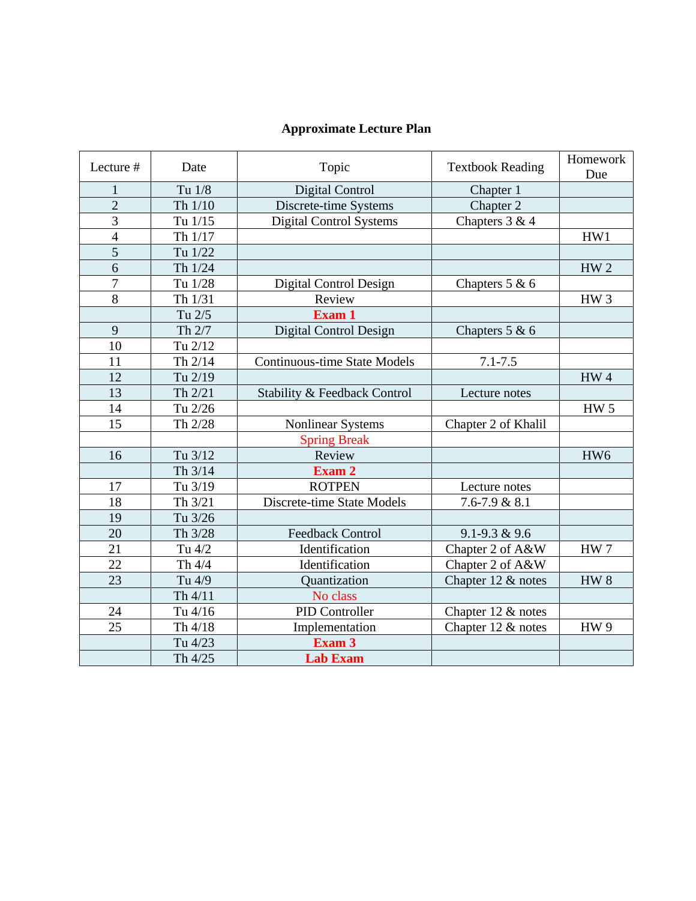**Approximate Lecture Plan**

| Lecture # | Date | Topic | Textbook Reading | Homework Due |
|---|---|---|---|---|
| 1 | Tu 1/8 | Digital Control | Chapter 1 | |
| 2 | Th 1/10 | Discrete-time Systems | Chapter 2 | |
| 3 | Tu 1/15 | Digital Control Systems | Chapters 3 & 4 | |
| 4 | Th 1/17 | | | HW1 |
| 5 | Tu 1/22 | | | |
| 6 | Th 1/24 | | | HW 2 |
| 7 | Tu 1/28 | Digital Control Design | Chapters 5 & 6 | |
| 8 | Th 1/31 | Review | | HW 3 |
| | Tu 2/5 | **Exam 1** | | |
| 9 | Th 2/7 | Digital Control Design | Chapters 5 & 6 | |
| 10 | Tu 2/12 | | | |
| 11 | Th 2/14 | Continuous-time State Models | 7.1-7.5 | |
| 12 | Tu 2/19 | | | HW 4 |
| 13 | Th 2/21 | Stability & Feedback Control | Lecture notes | |
| 14 | Tu 2/26 | | | HW 5 |
| 15 | Th 2/28 | Nonlinear Systems | Chapter 2 of Khalil | |
| | | Spring Break | | |
| 16 | Tu 3/12 | Review | | HW6 |
| | Th 3/14 | **Exam 2** | | |
| 17 | Tu 3/19 | ROTPEN | Lecture notes | |
| 18 | Th 3/21 | Discrete-time State Models | 7.6-7.9 & 8.1 | |
| 19 | Tu 3/26 | | | |
| 20 | Th 3/28 | Feedback Control | 9.1-9.3 & 9.6 | |
| 21 | Tu 4/2 | Identification | Chapter 2 of A&W | HW 7 |
| 22 | Th 4/4 | Identification | Chapter 2 of A&W | |
| 23 | Tu 4/9 | Quantization | Chapter 12 & notes | HW 8 |
| | Th 4/11 | No class | | |
| 24 | Tu 4/16 | PID Controller | Chapter 12 & notes | |
| 25 | Th 4/18 | Implementation | Chapter 12 & notes | HW 9 |
| | Tu 4/23 | **Exam 3** | | |
| | Th 4/25 | **Lab Exam** | | |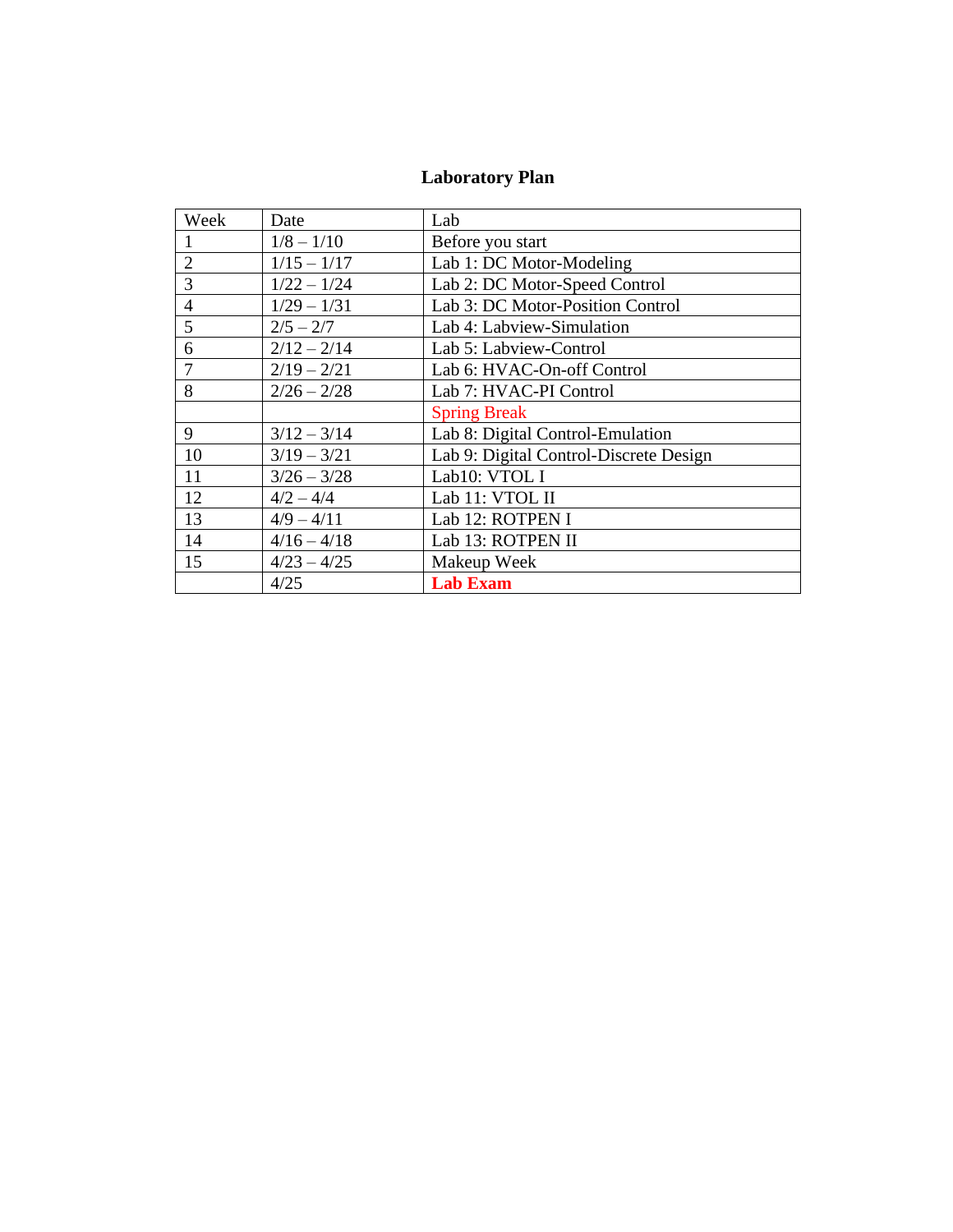**Laboratory Plan**

| Week | Date | Lab |
|---|---|---|
| 1 | 1/8 – 1/10 | Before you start |
| 2 | 1/15 – 1/17 | Lab 1: DC Motor-Modeling |
| 3 | 1/22 – 1/24 | Lab 2: DC Motor-Speed Control |
| 4 | 1/29 – 1/31 | Lab 3: DC Motor-Position Control |
| 5 | 2/5 – 2/7 | Lab 4: Labview-Simulation |
| 6 | 2/12 – 2/14 | Lab 5: Labview-Control |
| 7 | 2/19 – 2/21 | Lab 6: HVAC-On-off Control |
| 8 | 2/26 – 2/28 | Lab 7: HVAC-PI Control |
| | | Spring Break |
| 9 | 3/12 – 3/14 | Lab 8: Digital Control-Emulation |
| 10 | 3/19 – 3/21 | Lab 9: Digital Control-Discrete Design |
| 11 | 3/26 – 3/28 | Lab10: VTOL I |
| 12 | 4/2 – 4/4 | Lab 11: VTOL II |
| 13 | 4/9 – 4/11 | Lab 12: ROTPEN I |
| 14 | 4/16 – 4/18 | Lab 13: ROTPEN II |
| 15 | 4/23 – 4/25 | Makeup Week |
| | 4/25 | **Lab Exam** |